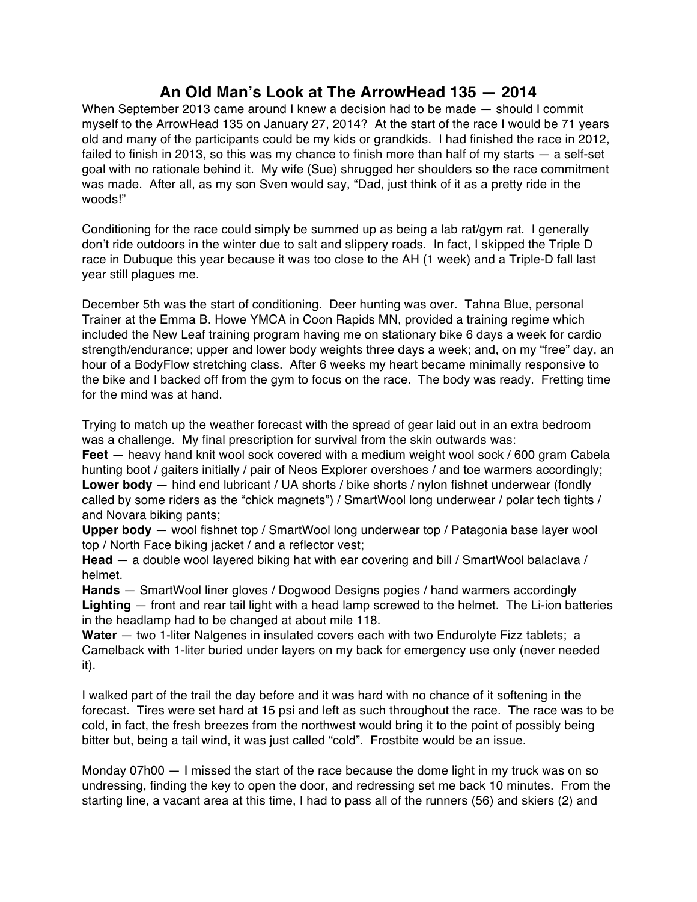# An Old Man's Look at The ArrowHead 135 — 2014

When September 2013 came around I knew a decision had to be made — should I commit myself to the ArrowHead 135 on January 27, 2014? At the start of the race I would be 71 years old and many of the participants could be my kids or grandkids. I had finished the race in 2012, failed to finish in 2013, so this was my chance to finish more than half of my starts — a self-set goal with no rationale behind it. My wife (Sue) shrugged her shoulders so the race commitment was made. After all, as my son Sven would say, "Dad, just think of it as a pretty ride in the woods!"

Conditioning for the race could simply be summed up as being a lab rat/gym rat. I generally don't ride outdoors in the winter due to salt and slippery roads. In fact, I skipped the Triple D race in Dubuque this year because it was too close to the AH (1 week) and a Triple-D fall last year still plagues me.

December 5th was the start of conditioning. Deer hunting was over. Tahna Blue, personal Trainer at the Emma B. Howe YMCA in Coon Rapids MN, provided a training regime which included the New Leaf training program having me on stationary bike 6 days a week for cardio strength/endurance; upper and lower body weights three days a week; and, on my "free" day, an hour of a BodyFlow stretching class. After 6 weeks my heart became minimally responsive to the bike and I backed off from the gym to focus on the race. The body was ready. Fretting time for the mind was at hand.

Trying to match up the weather forecast with the spread of gear laid out in an extra bedroom was a challenge. My final prescription for survival from the skin outwards was:

**Feet** — heavy hand knit wool sock covered with a medium weight wool sock / 600 gram Cabela hunting boot / gaiters initially / pair of Neos Explorer overshoes / and toe warmers accordingly;
**Lower body** — hind end lubricant / UA shorts / bike shorts / nylon fishnet underwear (fondly called by some riders as the "chick magnets") / SmartWool long underwear / polar tech tights / and Novara biking pants;
**Upper body** — wool fishnet top / SmartWool long underwear top / Patagonia base layer wool top / North Face biking jacket / and a reflector vest;
**Head** — a double wool layered biking hat with ear covering and bill / SmartWool balaclava / helmet.
**Hands** — SmartWool liner gloves / Dogwood Designs pogies / hand warmers accordingly
**Lighting** — front and rear tail light with a head lamp screwed to the helmet. The Li-ion batteries in the headlamp had to be changed at about mile 118.
**Water** — two 1-liter Nalgenes in insulated covers each with two Endurolyte Fizz tablets; a Camelback with 1-liter buried under layers on my back for emergency use only (never needed it).

I walked part of the trail the day before and it was hard with no chance of it softening in the forecast. Tires were set hard at 15 psi and left as such throughout the race. The race was to be cold, in fact, the fresh breezes from the northwest would bring it to the point of possibly being bitter but, being a tail wind, it was just called "cold". Frostbite would be an issue.

Monday 07h00 — I missed the start of the race because the dome light in my truck was on so undressing, finding the key to open the door, and redressing set me back 10 minutes. From the starting line, a vacant area at this time, I had to pass all of the runners (56) and skiers (2) and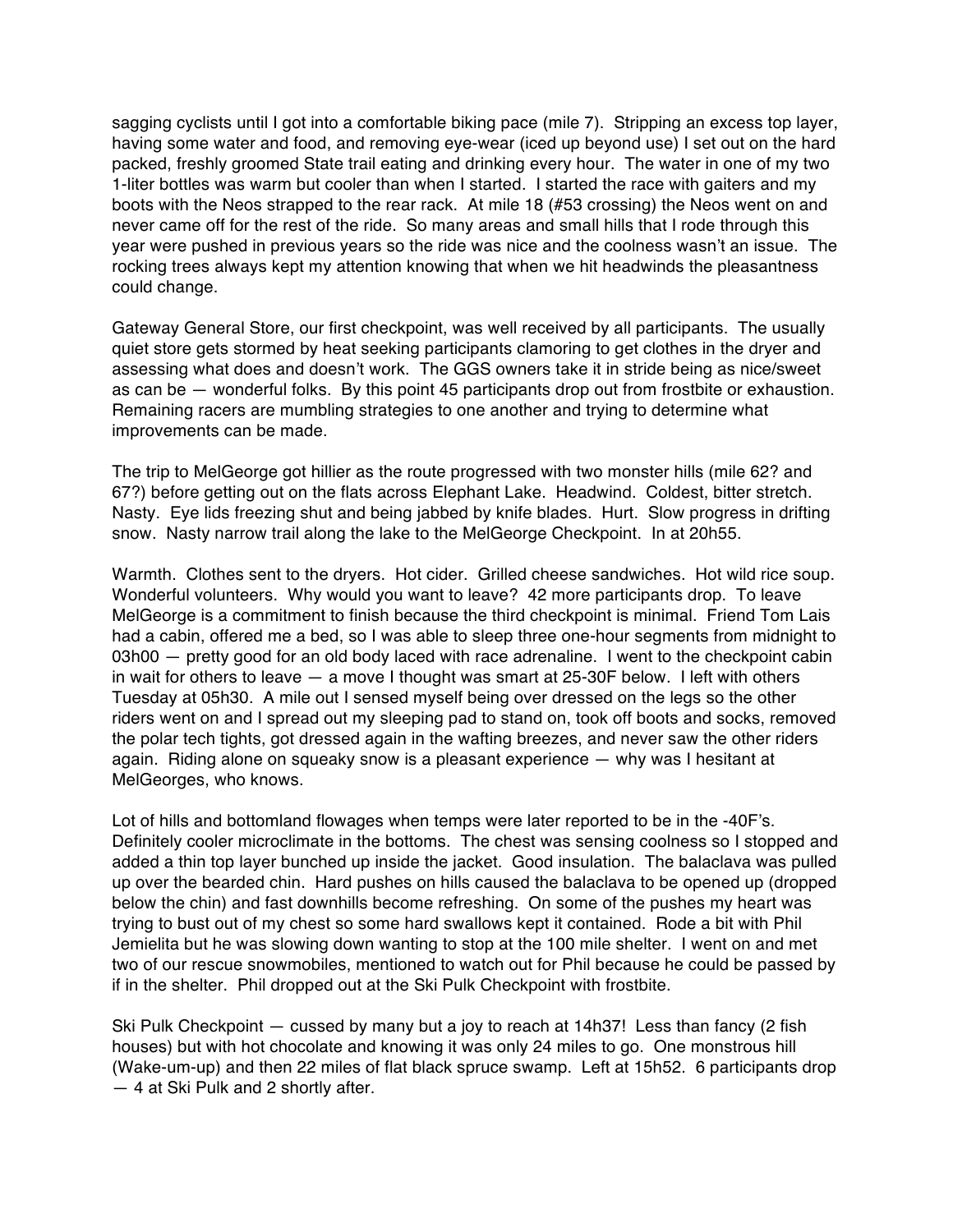sagging cyclists until I got into a comfortable biking pace (mile 7). Stripping an excess top layer, having some water and food, and removing eye-wear (iced up beyond use) I set out on the hard packed, freshly groomed State trail eating and drinking every hour. The water in one of my two 1-liter bottles was warm but cooler than when I started. I started the race with gaiters and my boots with the Neos strapped to the rear rack. At mile 18 (#53 crossing) the Neos went on and never came off for the rest of the ride. So many areas and small hills that I rode through this year were pushed in previous years so the ride was nice and the coolness wasn't an issue. The rocking trees always kept my attention knowing that when we hit headwinds the pleasantness could change.

Gateway General Store, our first checkpoint, was well received by all participants. The usually quiet store gets stormed by heat seeking participants clamoring to get clothes in the dryer and assessing what does and doesn't work. The GGS owners take it in stride being as nice/sweet as can be — wonderful folks. By this point 45 participants drop out from frostbite or exhaustion. Remaining racers are mumbling strategies to one another and trying to determine what improvements can be made.

The trip to MelGeorge got hillier as the route progressed with two monster hills (mile 62? and 67?) before getting out on the flats across Elephant Lake. Headwind. Coldest, bitter stretch. Nasty. Eye lids freezing shut and being jabbed by knife blades. Hurt. Slow progress in drifting snow. Nasty narrow trail along the lake to the MelGeorge Checkpoint. In at 20h55.

Warmth. Clothes sent to the dryers. Hot cider. Grilled cheese sandwiches. Hot wild rice soup. Wonderful volunteers. Why would you want to leave? 42 more participants drop. To leave MelGeorge is a commitment to finish because the third checkpoint is minimal. Friend Tom Lais had a cabin, offered me a bed, so I was able to sleep three one-hour segments from midnight to 03h00 — pretty good for an old body laced with race adrenaline. I went to the checkpoint cabin in wait for others to leave — a move I thought was smart at 25-30F below. I left with others Tuesday at 05h30. A mile out I sensed myself being over dressed on the legs so the other riders went on and I spread out my sleeping pad to stand on, took off boots and socks, removed the polar tech tights, got dressed again in the wafting breezes, and never saw the other riders again. Riding alone on squeaky snow is a pleasant experience — why was I hesitant at MelGeorges, who knows.

Lot of hills and bottomland flowages when temps were later reported to be in the -40F's. Definitely cooler microclimate in the bottoms. The chest was sensing coolness so I stopped and added a thin top layer bunched up inside the jacket. Good insulation. The balaclava was pulled up over the bearded chin. Hard pushes on hills caused the balaclava to be opened up (dropped below the chin) and fast downhills become refreshing. On some of the pushes my heart was trying to bust out of my chest so some hard swallows kept it contained. Rode a bit with Phil Jemielita but he was slowing down wanting to stop at the 100 mile shelter. I went on and met two of our rescue snowmobiles, mentioned to watch out for Phil because he could be passed by if in the shelter. Phil dropped out at the Ski Pulk Checkpoint with frostbite.

Ski Pulk Checkpoint — cussed by many but a joy to reach at 14h37! Less than fancy (2 fish houses) but with hot chocolate and knowing it was only 24 miles to go. One monstrous hill (Wake-um-up) and then 22 miles of flat black spruce swamp. Left at 15h52. 6 participants drop — 4 at Ski Pulk and 2 shortly after.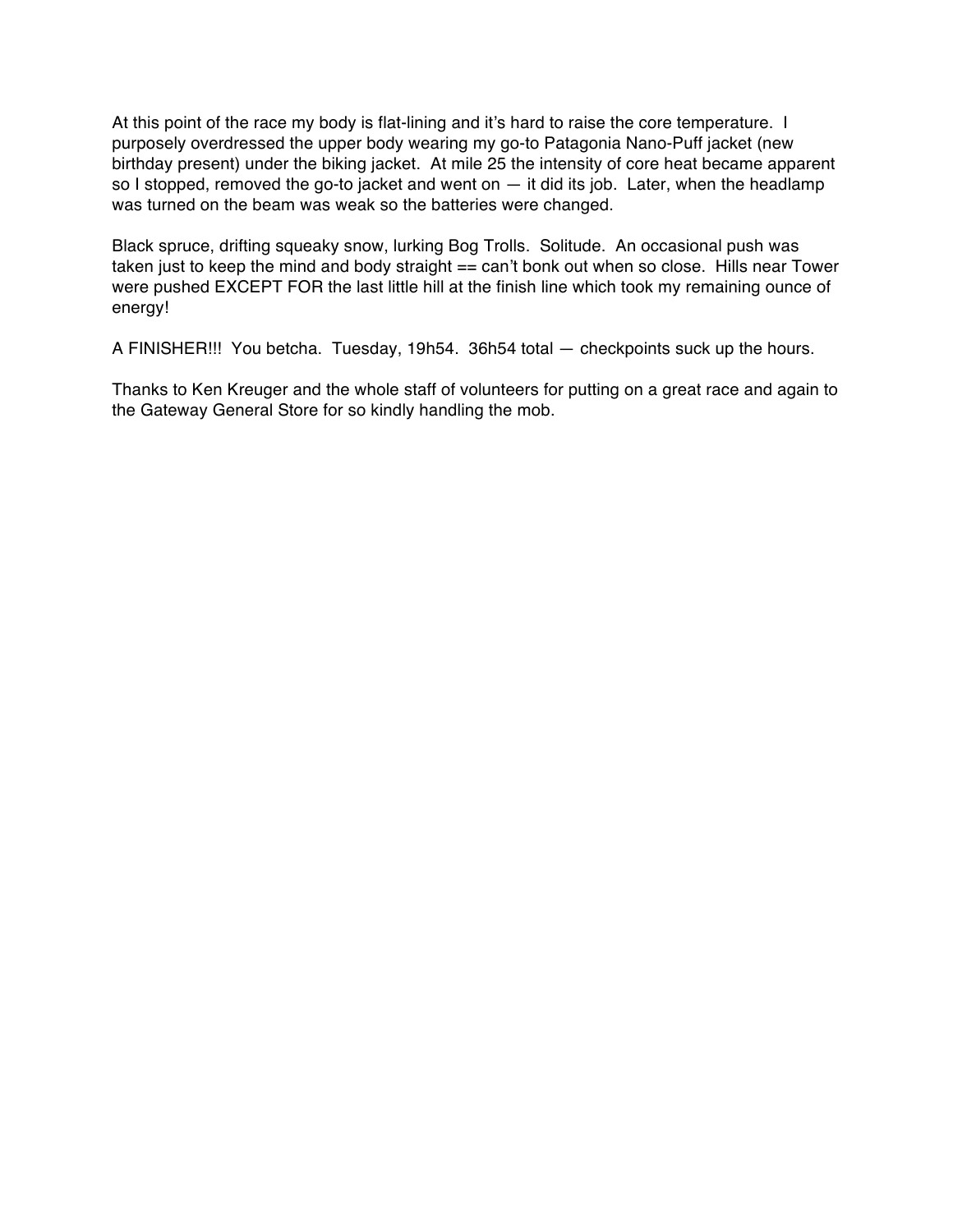At this point of the race my body is flat-lining and it's hard to raise the core temperature. I purposely overdressed the upper body wearing my go-to Patagonia Nano-Puff jacket (new birthday present) under the biking jacket. At mile 25 the intensity of core heat became apparent so I stopped, removed the go-to jacket and went on — it did its job. Later, when the headlamp was turned on the beam was weak so the batteries were changed.

Black spruce, drifting squeaky snow, lurking Bog Trolls. Solitude. An occasional push was taken just to keep the mind and body straight == can't bonk out when so close. Hills near Tower were pushed EXCEPT FOR the last little hill at the finish line which took my remaining ounce of energy!

A FINISHER!!! You betcha. Tuesday, 19h54. 36h54 total — checkpoints suck up the hours.

Thanks to Ken Kreuger and the whole staff of volunteers for putting on a great race and again to the Gateway General Store for so kindly handling the mob.